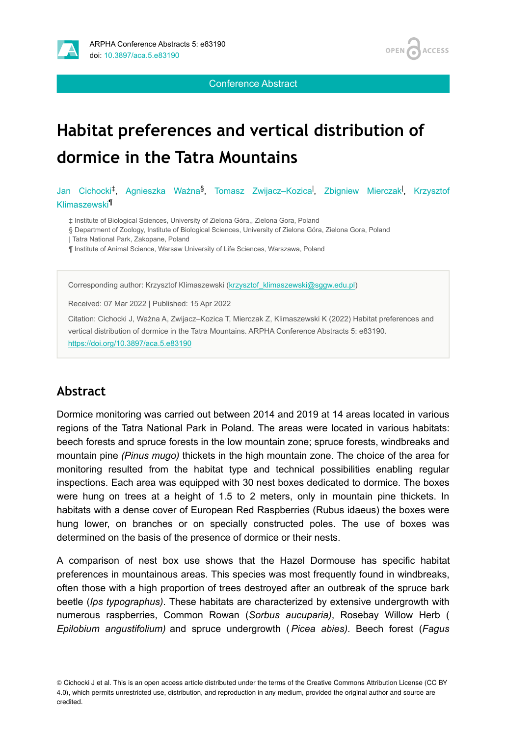Conference Abstract

# Habitat preferences and vertical distribution of dormice in the Tatra Mountains

Jan Cichocki[‡], Agnieszka Ważna[§], Tomasz Zwijacz–Kozica[|], Zbigniew Mierczak[|], Krzysztof Klimaszewski[¶]

‡ Institute of Biological Sciences, University of Zielona Góra,, Zielona Gora, Poland
§ Department of Zoology, Institute of Biological Sciences, University of Zielona Góra, Zielona Gora, Poland
| Tatra National Park, Zakopane, Poland
¶ Institute of Animal Science, Warsaw University of Life Sciences, Warszawa, Poland

Corresponding author: Krzysztof Klimaszewski (krzysztof_klimaszewski@sggw.edu.pl)

Received: 07 Mar 2022 | Published: 15 Apr 2022

Citation: Cichocki J, Ważna A, Zwijacz–Kozica T, Mierczak Z, Klimaszewski K (2022) Habitat preferences and vertical distribution of dormice in the Tatra Mountains. ARPHA Conference Abstracts 5: e83190. https://doi.org/10.3897/aca.5.e83190

## Abstract

Dormice monitoring was carried out between 2014 and 2019 at 14 areas located in various regions of the Tatra National Park in Poland. The areas were located in various habitats: beech forests and spruce forests in the low mountain zone; spruce forests, windbreaks and mountain pine *(Pinus mugo)* thickets in the high mountain zone. The choice of the area for monitoring resulted from the habitat type and technical possibilities enabling regular inspections. Each area was equipped with 30 nest boxes dedicated to dormice. The boxes were hung on trees at a height of 1.5 to 2 meters, only in mountain pine thickets. In habitats with a dense cover of European Red Raspberries (Rubus idaeus) the boxes were hung lower, on branches or on specially constructed poles. The use of boxes was determined on the basis of the presence of dormice or their nests.

A comparison of nest box use shows that the Hazel Dormouse has specific habitat preferences in mountainous areas. This species was most frequently found in windbreaks, often those with a high proportion of trees destroyed after an outbreak of the spruce bark beetle (*Ips typographus*). These habitats are characterized by extensive undergrowth with numerous raspberries, Common Rowan (*Sorbus aucuparia)*, Rosebay Willow Herb ( *Epilobium angustifolium)* and spruce undergrowth ( *Picea abies)*. Beech forest (*Fagus*

© Cichocki J et al. This is an open access article distributed under the terms of the Creative Commons Attribution License (CC BY 4.0), which permits unrestricted use, distribution, and reproduction in any medium, provided the original author and source are credited.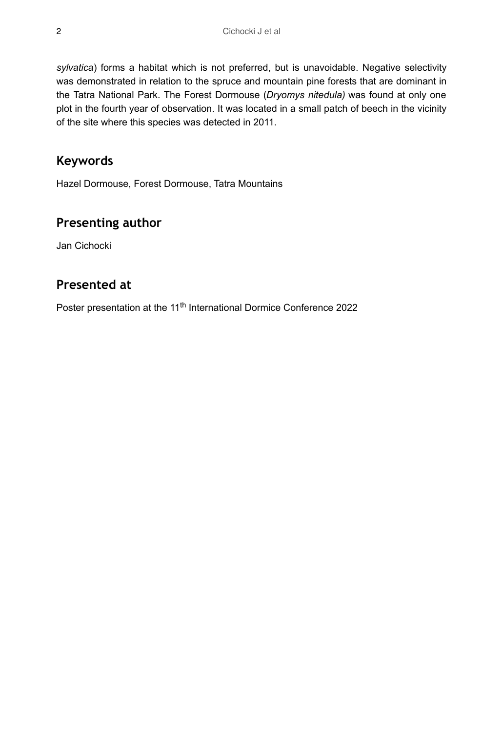*sylvatica*) forms a habitat which is not preferred, but is unavoidable. Negative selectivity was demonstrated in relation to the spruce and mountain pine forests that are dominant in the Tatra National Park. The Forest Dormouse (*Dryomys nitedula)* was found at only one plot in the fourth year of observation. It was located in a small patch of beech in the vicinity of the site where this species was detected in 2011.

## Keywords

Hazel Dormouse, Forest Dormouse, Tatra Mountains

## Presenting author

Jan Cichocki

## Presented at

Poster presentation at the 11th International Dormice Conference 2022